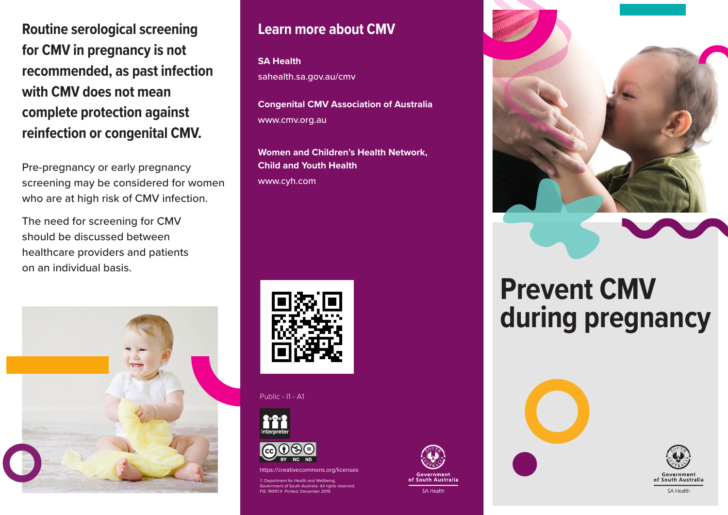**Routine serological screening for CMV in pregnancy is not recommended, as past infection with CMV does not mean complete protection against reinfection or congenital CMV.**

Pre-pregnancy or early pregnancy screening may be considered for women who are at high risk of CMV infection.

The need for screening for CMV should be discussed between healthcare providers and patients on an individual basis.

## Learn more about CMV

**SA Health**
sahealth.sa.gov.au/cmv

**Congenital CMV Association of Australia**
www.cmv.org.au

**Women and Children's Health Network, Child and Youth Health**
www.cyh.com

Public - I1 - A1

Interpreter

https://creativecommons.org/licenses

© Department for Health and Wellbeing, Government of South Australia. All rights reserved.
FIS: 19097.4 Printed: December 2019.

Government of South Australia
SA Health

# Prevent CMV during pregnancy

Government of South Australia
SA Health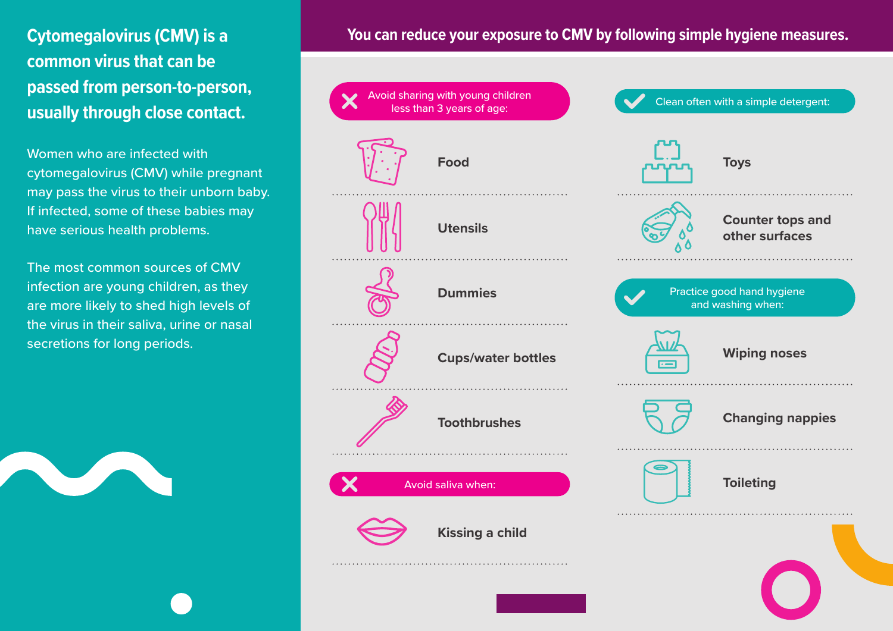**Cytomegalovirus (CMV) is a common virus that can be passed from person-to-person, usually through close contact.**

Women who are infected with cytomegalovirus (CMV) while pregnant may pass the virus to their unborn baby. If infected, some of these babies may have serious health problems.

The most common sources of CMV infection are young children, as they are more likely to shed high levels of the virus in their saliva, urine or nasal secretions for long periods.

## You can reduce your exposure to CMV by following simple hygiene measures.

### ✗ Avoid sharing with young children less than 3 years of age:

- **Food**
- **Utensils**
- **Dummies**
- **Cups/water bottles**
- **Toothbrushes**

### ✗ Avoid saliva when:

- **Kissing a child**

### ✓ Clean often with a simple detergent:

- **Toys**
- **Counter tops and other surfaces**

### ✓ Practice good hand hygiene and washing when:

- **Wiping noses**
- **Changing nappies**
- **Toileting**